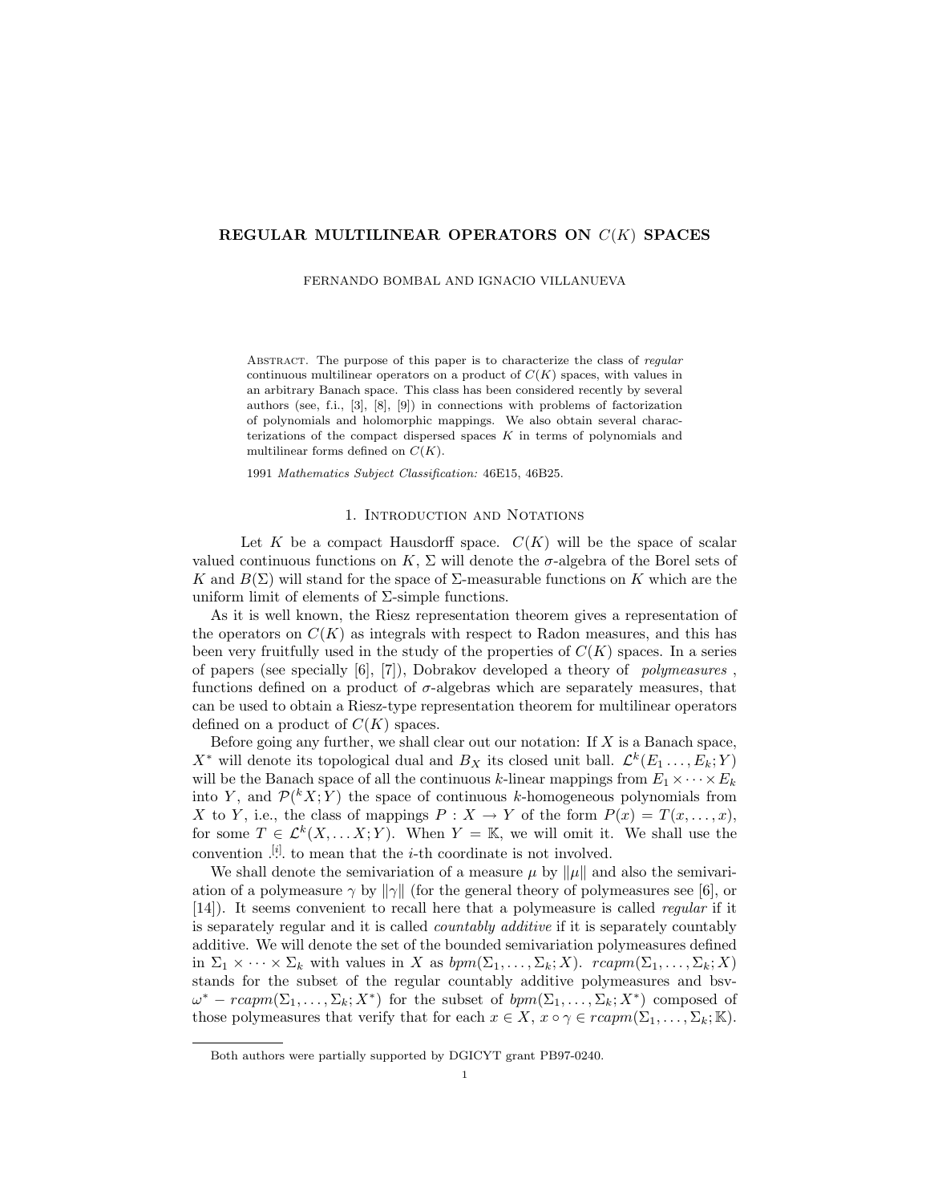# REGULAR MULTILINEAR OPERATORS ON $C(K)$ SPACES

FERNANDO BOMBAL AND IGNACIO VILLANUEVA

Abstract. The purpose of this paper is to characterize the class of *regular* continuous multilinear operators on a product of $C(K)$ spaces, with values in an arbitrary Banach space. This class has been considered recently by several authors (see, f.i., [3], [8], [9]) in connections with problems of factorization of polynomials and holomorphic mappings. We also obtain several characterizations of the compact dispersed spaces $K$ in terms of polynomials and multilinear forms defined on $C(K)$.

1991 *Mathematics Subject Classification:* 46E15, 46B25.

## 1. Introduction and Notations

Let $K$ be a compact Hausdorff space. $C(K)$ will be the space of scalar valued continuous functions on $K$, $\Sigma$ will denote the $\sigma$-algebra of the Borel sets of $K$ and $B(\Sigma)$ will stand for the space of $\Sigma$-measurable functions on $K$ which are the uniform limit of elements of $\Sigma$-simple functions.

As it is well known, the Riesz representation theorem gives a representation of the operators on $C(K)$ as integrals with respect to Radon measures, and this has been very fruitfully used in the study of the properties of $C(K)$ spaces. In a series of papers (see specially [6], [7]), Dobrakov developed a theory of *polymeasures*, functions defined on a product of $\sigma$-algebras which are separately measures, that can be used to obtain a Riesz-type representation theorem for multilinear operators defined on a product of $C(K)$ spaces.

Before going any further, we shall clear out our notation: If $X$ is a Banach space, $X^*$ will denote its topological dual and $B_X$ its closed unit ball. $\mathcal{L}^k(E_1 \dots, E_k; Y)$ will be the Banach space of all the continuous $k$-linear mappings from $E_1 \times \cdots \times E_k$ into $Y$, and $\mathcal{P}(^k X; Y)$ the space of continuous $k$-homogeneous polynomials from $X$ to $Y$, i.e., the class of mappings $P : X \to Y$ of the form $P(x) = T(x, \dots, x)$, for some $T \in \mathcal{L}^k(X, \dots X; Y)$. When $Y = \mathbb{K}$, we will omit it. We shall use the convention $.\overset{[i]}{.}.$ to mean that the $i$-th coordinate is not involved.

We shall denote the semivariation of a measure $\mu$ by $\|\mu\|$ and also the semivariation of a polymeasure $\gamma$ by $\|\gamma\|$ (for the general theory of polymeasures see [6], or [14]). It seems convenient to recall here that a polymeasure is called *regular* if it is separately regular and it is called *countably additive* if it is separately countably additive. We will denote the set of the bounded semivariation polymeasures defined in $\Sigma_1 \times \cdots \times \Sigma_k$ with values in $X$ as $bpm(\Sigma_1, \dots, \Sigma_k; X)$. $rcapm(\Sigma_1, \dots, \Sigma_k; X)$ stands for the subset of the regular countably additive polymeasures and bsv-$\omega^* - rcapm(\Sigma_1, \dots, \Sigma_k; X^*)$ for the subset of $bpm(\Sigma_1, \dots, \Sigma_k; X^*)$ composed of those polymeasures that verify that for each $x \in X$, $x \circ \gamma \in rcapm(\Sigma_1, \dots, \Sigma_k; \mathbb{K})$.

Both authors were partially supported by DGICYT grant PB97-0240.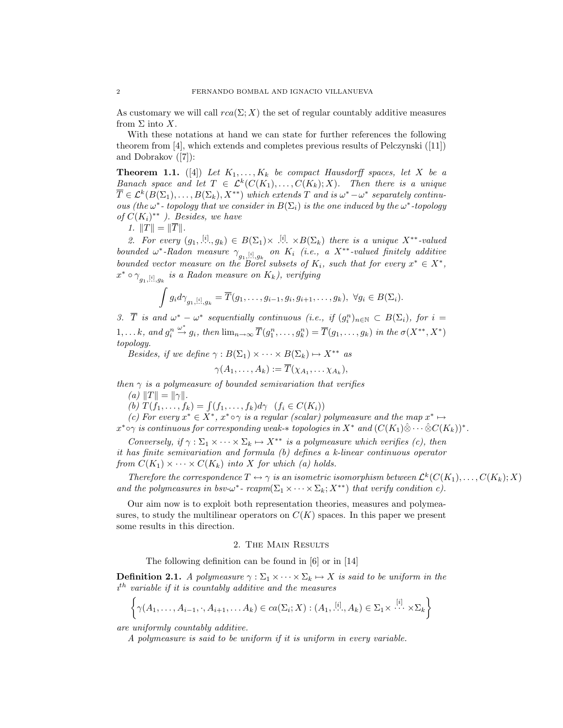As customary we will call $rca(\Sigma; X)$ the set of regular countably additive measures from $\Sigma$ into $X$.

With these notations at hand we can state for further references the following theorem from [4], which extends and completes previous results of Pelczynski ([11]) and Dobrakov ([7]):

**Theorem 1.1.** ([4]) *Let $K_1, \ldots, K_k$ be compact Hausdorff spaces, let $X$ be a Banach space and let $T \in \mathcal{L}^k(C(K_1), \ldots, C(K_k); X)$. Then there is a unique $\overline{T} \in \mathcal{L}^k(B(\Sigma_1), \ldots, B(\Sigma_k), X^{**})$ which extends $T$ and is $\omega^* - \omega^*$ separately continuous (the $\omega^*$- topology that we consider in $B(\Sigma_i)$ is the one induced by the $\omega^*$-topology of $C(K_i)^{**}$ ). Besides, we have*

*1. $\|T\| = \|\overline{T}\|$.*

*2. For every $(g_1, \overset{[i]}{\ldots}, g_k) \in B(\Sigma_1) \times \overset{[i]}{\cdots} \times B(\Sigma_k)$ there is a unique $X^{**}$-valued bounded $\omega^*$-Radon measure $\gamma_{g_1, \overset{[i]}{\ldots}, g_k}$ on $K_i$ (i.e., a $X^{**}$-valued finitely additive bounded vector measure on the Borel subsets of $K_i$, such that for every $x^* \in X^*$, $x^* \circ \gamma_{g_1, \overset{[i]}{\ldots}, g_k}$ is a Radon measure on $K_i$), verifying*

$$\int g_i d\gamma_{g_1, \overset{[i]}{\ldots}, g_k} = \overline{T}(g_1, \ldots, g_{i-1}, g_i, g_{i+1}, \ldots, g_k), \ \forall g_i \in B(\Sigma_i).$$

*3. $\overline{T}$ is and $\omega^* - \omega^*$ sequentially continuous (i.e., if $(g_i^n)_{n \in \mathbb{N}} \subset B(\Sigma_i)$, for $i = 1, \ldots k$, and $g_i^n \overset{\omega^*}{\to} g_i$, then $\lim_{n \to \infty} \overline{T}(g_1^n, \ldots, g_k^n) = \overline{T}(g_1, \ldots, g_k)$ in the $\sigma(X^{**}, X^*)$ topology.*

*Besides, if we define $\gamma : B(\Sigma_1) \times \cdots \times B(\Sigma_k) \mapsto X^{**}$ as*

$$\gamma(A_1, \ldots, A_k) := \overline{T}(\chi_{A_1}, \ldots \chi_{A_k}),$$

*then $\gamma$ is a polymeasure of bounded semivariation that verifies*

*(a) $\|T\| = \|\gamma\|$.*

*(b) $T(f_1, \ldots, f_k) = \int (f_1, \ldots, f_k) d\gamma \quad (f_i \in C(K_i))$*

*(c) For every $x^* \in X^*$, $x^* \circ \gamma$ is a regular (scalar) polymeasure and the map $x^* \mapsto x^* \circ \gamma$ is continuous for corresponding weak-$*$ topologies in $X^*$ and $(C(K_1) \hat{\otimes} \cdots \hat{\otimes} C(K_k))^*$.*

*Conversely, if $\gamma : \Sigma_1 \times \cdots \times \Sigma_k \mapsto X^{**}$ is a polymeasure which verifies (c), then it has finite semivariation and formula (b) defines a $k$-linear continuous operator from $C(K_1) \times \cdots \times C(K_k)$ into $X$ for which (a) holds.*

*Therefore the correspondence $T \leftrightarrow \gamma$ is an isometric isomorphism between $\mathcal{L}^k(C(K_1), \ldots, C(K_k); X)$ and the polymeasures in bsv-$\omega^*$- $rcapm(\Sigma_1 \times \cdots \times \Sigma_k; X^{**})$ that verify condition c).*

Our aim now is to exploit both representation theories, measures and polymeasures, to study the multilinear operators on $C(K)$ spaces. In this paper we present some results in this direction.

## 2. The Main Results

The following definition can be found in [6] or in [14]

**Definition 2.1.** *A polymeasure $\gamma : \Sigma_1 \times \cdots \times \Sigma_k \mapsto X$ is said to be uniform in the $i^{th}$ variable if it is countably additive and the measures*

$$\left\{ \gamma(A_1, \ldots, A_{i-1}, \cdot, A_{i+1}, \ldots A_k) \in ca(\Sigma_i; X) : (A_1, \overset{[i]}{\ldots}, A_k) \in \Sigma_1 \times \overset{[i]}{\cdots} \times \Sigma_k \right\}$$

*are uniformly countably additive.*

*A polymeasure is said to be uniform if it is uniform in every variable.*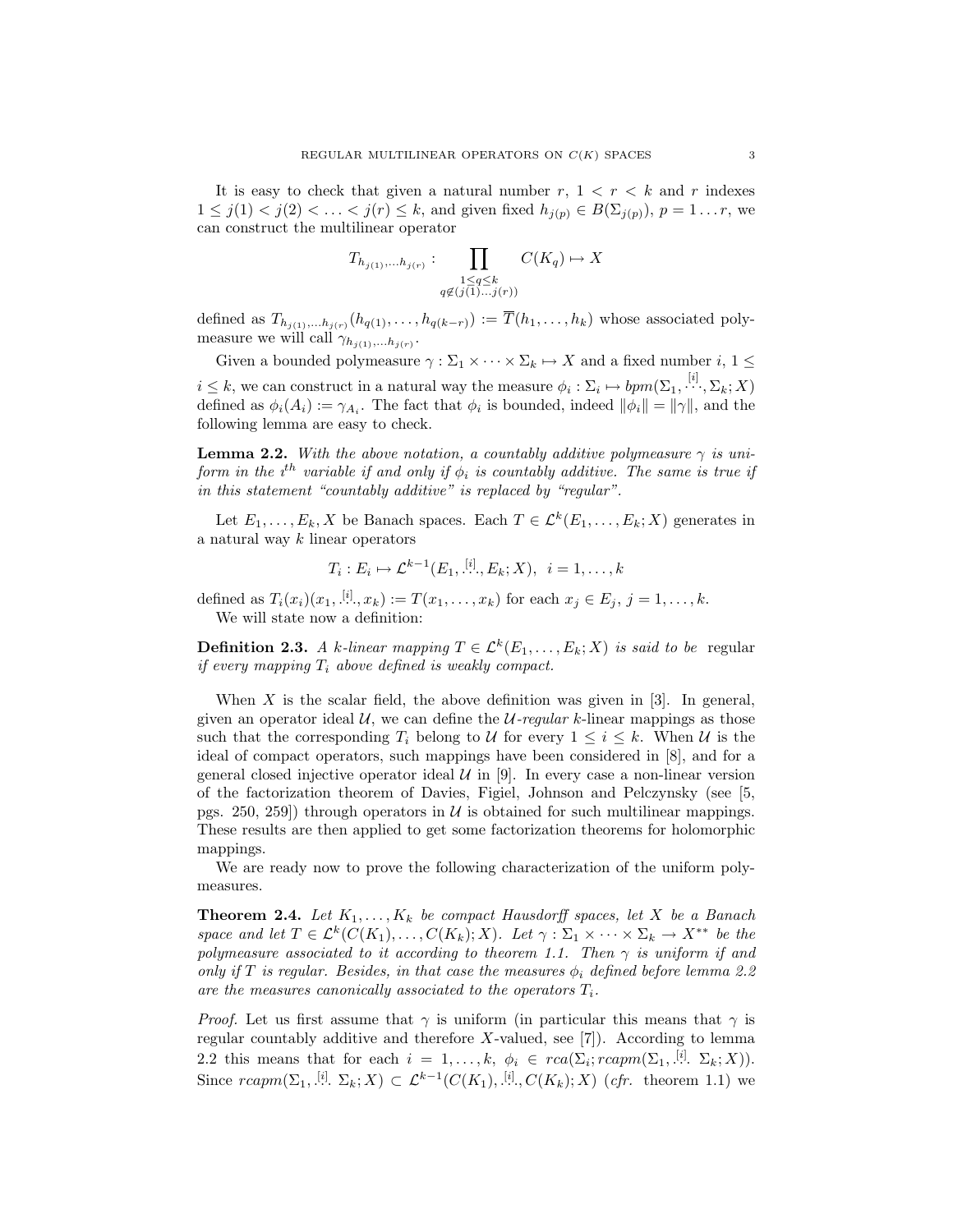It is easy to check that given a natural number $r$, $1 < r < k$ and $r$ indexes $1 \leq j(1) < j(2) < \ldots < j(r) \leq k$, and given fixed $h_{j(p)} \in B(\Sigma_{j(p)})$, $p = 1 \ldots r$, we can construct the multilinear operator

$$T_{h_{j(1)},\ldots h_{j(r)}} : \prod_{\substack{1 \leq q \leq k \\ q \notin (j(1)\ldots j(r))}} C(K_q) \mapsto X$$

defined as $T_{h_{j(1)},\ldots h_{j(r)}}(h_{q(1)}, \ldots, h_{q(k-r)}) := \overline{T}(h_1, \ldots, h_k)$ whose associated polymeasure we will call $\gamma_{h_{j(1)},\ldots h_{j(r)}}$.

Given a bounded polymeasure $\gamma : \Sigma_1 \times \cdots \times \Sigma_k \mapsto X$ and a fixed number $i$, $1 \leq i \leq k$, we can construct in a natural way the measure $\phi_i : \Sigma_i \mapsto bpm(\Sigma_1, \overset{[i]}{\ldots}, \Sigma_k; X)$ defined as $\phi_i(A_i) := \gamma_{A_i}$. The fact that $\phi_i$ is bounded, indeed $\|\phi_i\| = \|\gamma\|$, and the following lemma are easy to check.

**Lemma 2.2.** *With the above notation, a countably additive polymeasure $\gamma$ is uniform in the $i^{th}$ variable if and only if $\phi_i$ is countably additive. The same is true if in this statement "countably additive" is replaced by "regular".*

Let $E_1, \ldots, E_k, X$ be Banach spaces. Each $T \in \mathcal{L}^k(E_1, \ldots, E_k; X)$ generates in a natural way $k$ linear operators

$$T_i : E_i \mapsto \mathcal{L}^{k-1}(E_1, \overset{[i]}{\ldots}, E_k; X), \ \ i = 1, \ldots, k$$

defined as $T_i(x_i)(x_1, \overset{[i]}{\ldots}, x_k) := T(x_1, \ldots, x_k)$ for each $x_j \in E_j$, $j = 1, \ldots, k$.

We will state now a definition:

**Definition 2.3.** *A $k$-linear mapping $T \in \mathcal{L}^k(E_1, \ldots, E_k; X)$ is said to be* regular *if every mapping $T_i$ above defined is weakly compact.*

When $X$ is the scalar field, the above definition was given in [3]. In general, given an operator ideal $\mathcal{U}$, we can define the *$\mathcal{U}$-regular* $k$-linear mappings as those such that the corresponding $T_i$ belong to $\mathcal{U}$ for every $1 \leq i \leq k$. When $\mathcal{U}$ is the ideal of compact operators, such mappings have been considered in [8], and for a general closed injective operator ideal $\mathcal{U}$ in [9]. In every case a non-linear version of the factorization theorem of Davies, Figiel, Johnson and Pelczynsky (see [5, pgs. 250, 259]) through operators in $\mathcal{U}$ is obtained for such multilinear mappings. These results are then applied to get some factorization theorems for holomorphic mappings.

We are ready now to prove the following characterization of the uniform polymeasures.

**Theorem 2.4.** *Let $K_1, \ldots, K_k$ be compact Hausdorff spaces, let $X$ be a Banach space and let $T \in \mathcal{L}^k(C(K_1), \ldots, C(K_k); X)$. Let $\gamma : \Sigma_1 \times \cdots \times \Sigma_k \to X^{**}$ be the polymeasure associated to it according to theorem 1.1. Then $\gamma$ is uniform if and only if $T$ is regular. Besides, in that case the measures $\phi_i$ defined before lemma 2.2 are the measures canonically associated to the operators $T_i$.*

*Proof.* Let us first assume that $\gamma$ is uniform (in particular this means that $\gamma$ is regular countably additive and therefore $X$-valued, see [7]). According to lemma 2.2 this means that for each $i = 1, \ldots, k$, $\phi_i \in rca(\Sigma_i; rcapm(\Sigma_1, \overset{[i]}{\ldots} \Sigma_k; X))$. Since $rcapm(\Sigma_1, \overset{[i]}{\ldots} \Sigma_k; X) \subset \mathcal{L}^{k-1}(C(K_1), \overset{[i]}{\ldots}, C(K_k); X)$ (*cfr.* theorem 1.1) we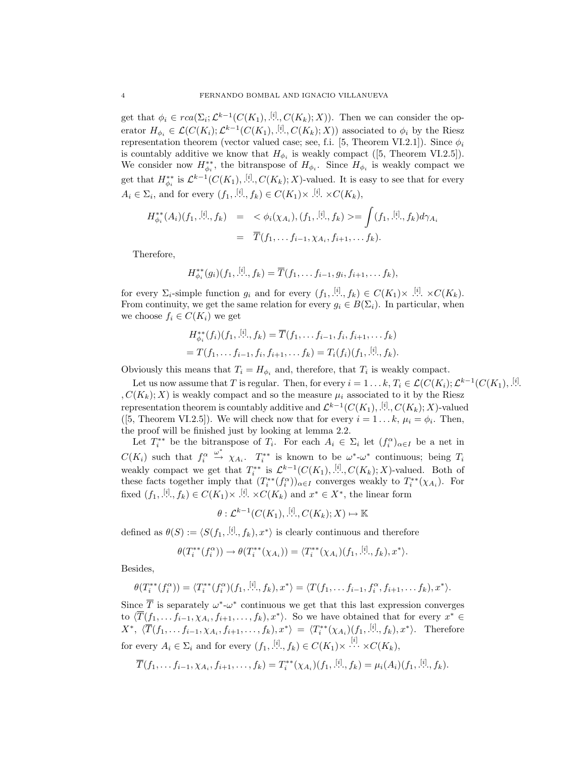get that $\phi_i \in rca(\Sigma_i; \mathcal{L}^{k-1}(C(K_1), \overset{[i]}{\dots}, C(K_k); X))$. Then we can consider the operator $H_{\phi_i} \in \mathcal{L}(C(K_i); \mathcal{L}^{k-1}(C(K_1), \overset{[i]}{\dots}, C(K_k); X))$ associated to $\phi_i$ by the Riesz representation theorem (vector valued case; see, f.i. [5, Theorem VI.2.1]). Since $\phi_i$ is countably additive we know that $H_{\phi_i}$ is weakly compact ([5, Theorem VI.2.5]). We consider now $H_{\phi_i}^{**}$, the bitranspose of $H_{\phi_i}$. Since $H_{\phi_i}$ is weakly compact we get that $H_{\phi_i}^{**}$ is $\mathcal{L}^{k-1}(C(K_1), \overset{[i]}{\dots}, C(K_k); X)$-valued. It is easy to see that for every $A_i \in \Sigma_i$, and for every $(f_1, \overset{[i]}{\dots}, f_k) \in C(K_1) \times \overset{[i]}{\dots} \times C(K_k)$,

$$
\begin{aligned}
H_{\phi_i}^{**}(A_i)(f_1, \overset{[i]}{\dots}, f_k) &= \ < \phi_i(\chi_{A_i}), (f_1, \overset{[i]}{\dots}, f_k) >= \int (f_1, \overset{[i]}{\dots}, f_k) d\gamma_{A_i} \\
&= \ \overline{T}(f_1, \dots f_{i-1}, \chi_{A_i}, f_{i+1}, \dots f_k).
\end{aligned}
$$

Therefore,

$$
H_{\phi_i}^{**}(g_i)(f_1, \overset{[i]}{\dots}, f_k) = \overline{T}(f_1, \dots f_{i-1}, g_i, f_{i+1}, \dots f_k),
$$

for every $\Sigma_i$-simple function $g_i$ and for every $(f_1, \overset{[i]}{\dots}, f_k) \in C(K_1) \times \overset{[i]}{\dots} \times C(K_k)$. From continuity, we get the same relation for every $g_i \in B(\Sigma_i)$. In particular, when we choose $f_i \in C(K_i)$ we get

$$
\begin{aligned}
&H_{\phi_i}^{**}(f_i)(f_1, \overset{[i]}{\dots}, f_k) = \overline{T}(f_1, \dots f_{i-1}, f_i, f_{i+1}, \dots f_k) \\
&= T(f_1, \dots f_{i-1}, f_i, f_{i+1}, \dots f_k) = T_i(f_i)(f_1, \overset{[i]}{\dots}, f_k).
\end{aligned}
$$

Obviously this means that $T_i = H_{\phi_i}$ and, therefore, that $T_i$ is weakly compact.

Let us now assume that $T$ is regular. Then, for every $i = 1 \dots k$, $T_i \in \mathcal{L}(C(K_i); \mathcal{L}^{k-1}(C(K_1), \overset{[i]}{\dots}, C(K_k); X)$ is weakly compact and so the measure $\mu_i$ associated to it by the Riesz representation theorem is countably additive and $\mathcal{L}^{k-1}(C(K_1), \overset{[i]}{\dots}, C(K_k); X)$-valued ([5, Theorem VI.2.5]). We will check now that for every $i = 1 \dots k$, $\mu_i = \phi_i$. Then, the proof will be finished just by looking at lemma 2.2.

Let $T_i^{**}$ be the bitranspose of $T_i$. For each $A_i \in \Sigma_i$ let $(f_i^\alpha)_{\alpha \in I}$ be a net in $C(K_i)$ such that $f_i^\alpha \overset{\omega^*}{\to} \chi_{A_i}$. $T_i^{**}$ is known to be $\omega^*$-$\omega^*$ continuous; being $T_i$ weakly compact we get that $T_i^{**}$ is $\mathcal{L}^{k-1}(C(K_1), \overset{[i]}{\dots}, C(K_k); X)$-valued. Both of these facts together imply that $(T_i^{**}(f_i^\alpha))_{\alpha \in I}$ converges weakly to $T_i^{**}(\chi_{A_i})$. For fixed $(f_1, \overset{[i]}{\dots}, f_k) \in C(K_1) \times \overset{[i]}{\dots} \times C(K_k)$ and $x^* \in X^*$, the linear form

$$
\theta : \mathcal{L}^{k-1}(C(K_1), \overset{[i]}{\dots}, C(K_k); X) \mapsto \mathbb{K}
$$

defined as $\theta(S) := \langle S(f_1, \overset{[i]}{\dots}, f_k), x^* \rangle$ is clearly continuous and therefore

$$
\theta(T_i^{**}(f_i^\alpha)) \to \theta(T_i^{**}(\chi_{A_i})) = \langle T_i^{**}(\chi_{A_i})(f_1, \overset{[i]}{\dots}, f_k), x^* \rangle.
$$

Besides,

$$
\theta(T_i^{**}(f_i^\alpha)) = \langle T_i^{**}(f_i^\alpha)(f_1, \overset{[i]}{\dots}, f_k), x^* \rangle = \langle T(f_1, \dots f_{i-1}, f_i^\alpha, f_{i+1}, \dots f_k), x^* \rangle.
$$

Since $\overline{T}$ is separately $\omega^*$-$\omega^*$ continuous we get that this last expression converges to $\langle \overline{T}(f_1, \dots f_{i-1}, \chi_{A_i}, f_{i+1}, \dots, f_k), x^* \rangle$. So we have obtained that for every $x^* \in X^*$, $\langle \overline{T}(f_1, \dots f_{i-1}, \chi_{A_i}, f_{i+1}, \dots, f_k), x^* \rangle = \langle T_i^{**}(\chi_{A_i})(f_1, \overset{[i]}{\dots}, f_k), x^* \rangle$. Therefore for every $A_i \in \Sigma_i$ and for every $(f_1, \overset{[i]}{\dots}, f_k) \in C(K_1) \times \overset{[i]}{\cdots} \times C(K_k)$,

$$
\overline{T}(f_1, \dots f_{i-1}, \chi_{A_i}, f_{i+1}, \dots, f_k) = T_i^{**}(\chi_{A_i})(f_1, \overset{[i]}{\dots}, f_k) = \mu_i(A_i)(f_1, \overset{[i]}{\dots}, f_k).
$$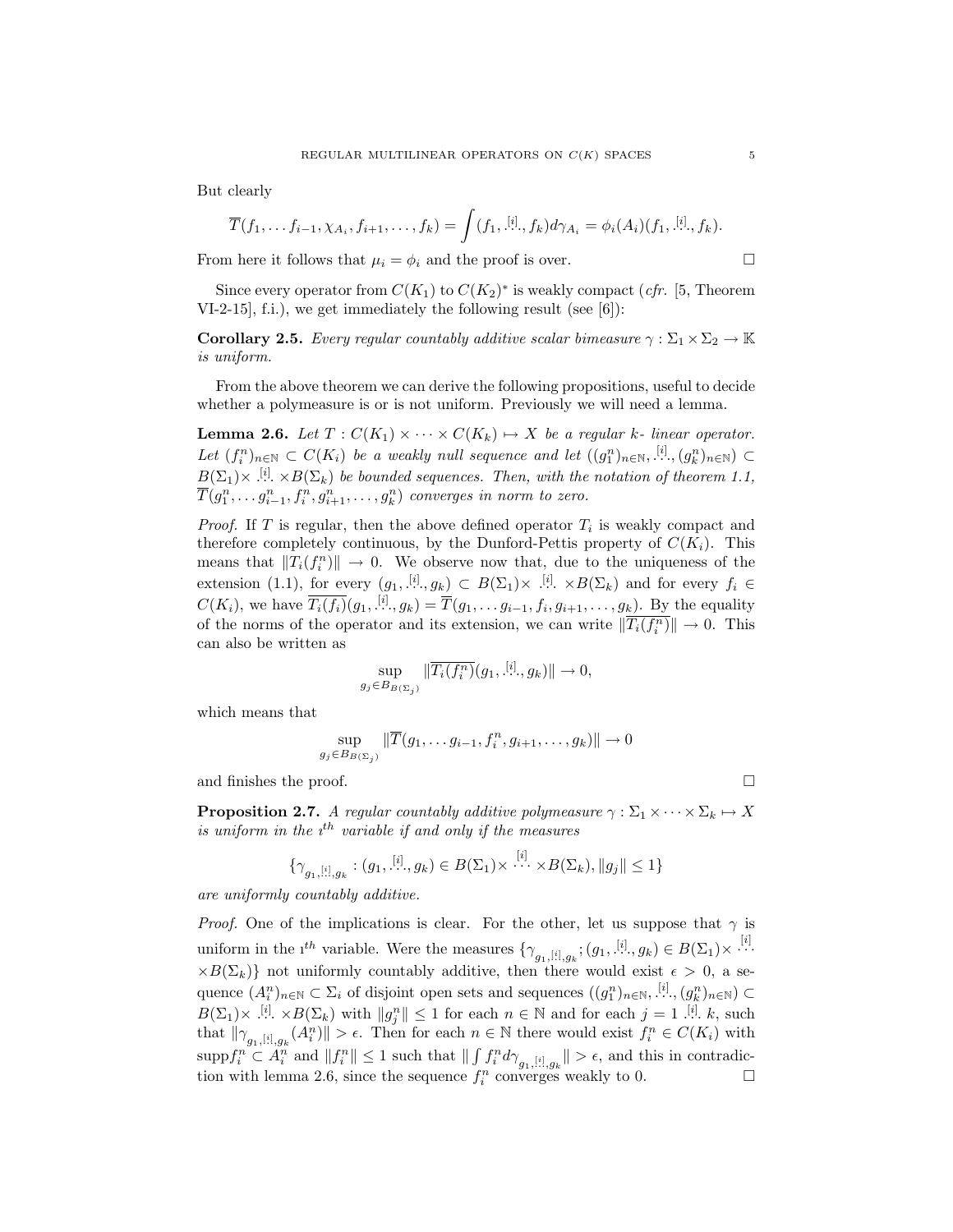But clearly

$$\overline{T}(f_1, \dots f_{i-1}, \chi_{A_i}, f_{i+1}, \dots, f_k) = \int (f_1, \overset{[i]}{\dots}, f_k) d\gamma_{A_i} = \phi_i(A_i)(f_1, \overset{[i]}{\dots}, f_k).$$

From here it follows that $\mu_i = \phi_i$ and the proof is over. $\square$

Since every operator from $C(K_1)$ to $C(K_2)^*$ is weakly compact (*cfr.* [5, Theorem VI-2-15], f.i.), we get immediately the following result (see [6]):

**Corollary 2.5.** *Every regular countably additive scalar bimeasure $\gamma : \Sigma_1 \times \Sigma_2 \to \mathbb{K}$ is uniform.*

From the above theorem we can derive the following propositions, useful to decide whether a polymeasure is or is not uniform. Previously we will need a lemma.

**Lemma 2.6.** *Let $T : C(K_1) \times \cdots \times C(K_k) \mapsto X$ be a regular $k$- linear operator. Let $(f_i^n)_{n\in\mathbb{N}} \subset C(K_i)$ be a weakly null sequence and let $((g_1^n)_{n\in\mathbb{N}}, \overset{[i]}{\dots}, (g_k^n)_{n\in\mathbb{N}}) \subset B(\Sigma_1) \times \overset{[i]}{\dots} \times B(\Sigma_k)$ be bounded sequences. Then, with the notation of theorem 1.1, $\overline{T}(g_1^n, \dots g_{i-1}^n, f_i^n, g_{i+1}^n, \dots, g_k^n)$ converges in norm to zero.*

*Proof.* If $T$ is regular, then the above defined operator $T_i$ is weakly compact and therefore completely continuous, by the Dunford-Pettis property of $C(K_i)$. This means that $\|T_i(f_i^n)\| \to 0$. We observe now that, due to the uniqueness of the extension (1.1), for every $(g_1, \overset{[i]}{\dots}, g_k) \subset B(\Sigma_1) \times \overset{[i]}{\dots} \times B(\Sigma_k)$ and for every $f_i \in C(K_i)$, we have $\overline{T_i(f_i)}(g_1, \overset{[i]}{\dots}, g_k) = \overline{T}(g_1, \dots g_{i-1}, f_i, g_{i+1}, \dots, g_k)$. By the equality of the norms of the operator and its extension, we can write $\|\overline{T_i(f_i^n)}\| \to 0$. This can also be written as

$$\sup_{g_j \in B_{B(\Sigma_j)}} \|\overline{T_i(f_i^n)}(g_1, \overset{[i]}{\dots}, g_k)\| \to 0,$$

which means that

$$\sup_{g_j \in B_{B(\Sigma_j)}} \|\overline{T}(g_1, \dots g_{i-1}, f_i^n, g_{i+1}, \dots, g_k)\| \to 0$$

and finishes the proof. $\square$

**Proposition 2.7.** *A regular countably additive polymeasure $\gamma : \Sigma_1 \times \cdots \times \Sigma_k \mapsto X$ is uniform in the $\imath^{th}$ variable if and only if the measures*

$$\{\gamma_{g_1, \overset{[i]}{\dots}, g_k} : (g_1, \overset{[i]}{\dots}, g_k) \in B(\Sigma_1) \times \overset{[i]}{\cdots} \times B(\Sigma_k), \|g_j\| \le 1\}$$

*are uniformly countably additive.*

*Proof.* One of the implications is clear. For the other, let us suppose that $\gamma$ is uniform in the $\imath^{th}$ variable. Were the measures $\{\gamma_{g_1, \overset{[i]}{\dots}, g_k}; (g_1, \overset{[i]}{\dots}, g_k) \in B(\Sigma_1) \times \overset{[i]}{\cdots} \times B(\Sigma_k)\}$ not uniformly countably additive, then there would exist $\epsilon > 0$, a sequence $(A_i^n)_{n\in\mathbb{N}} \subset \Sigma_i$ of disjoint open sets and sequences $((g_1^n)_{n\in\mathbb{N}}, \overset{[i]}{\dots}, (g_k^n)_{n\in\mathbb{N}}) \subset B(\Sigma_1) \times \overset{[i]}{\dots} \times B(\Sigma_k)$ with $\|g_j^n\| \le 1$ for each $n \in \mathbb{N}$ and for each $j = 1 \overset{[i]}{\dots} k$, such that $\|\gamma_{g_1, \overset{[i]}{\dots}, g_k}(A_i^n)\| > \epsilon$. Then for each $n \in \mathbb{N}$ there would exist $f_i^n \in C(K_i)$ with $\mathrm{supp} f_i^n \subset A_i^n$ and $\|f_i^n\| \le 1$ such that $\|\int f_i^n d\gamma_{g_1, \overset{[i]}{\dots}, g_k}\| > \epsilon$, and this in contradiction with lemma 2.6, since the sequence $f_i^n$ converges weakly to 0. $\square$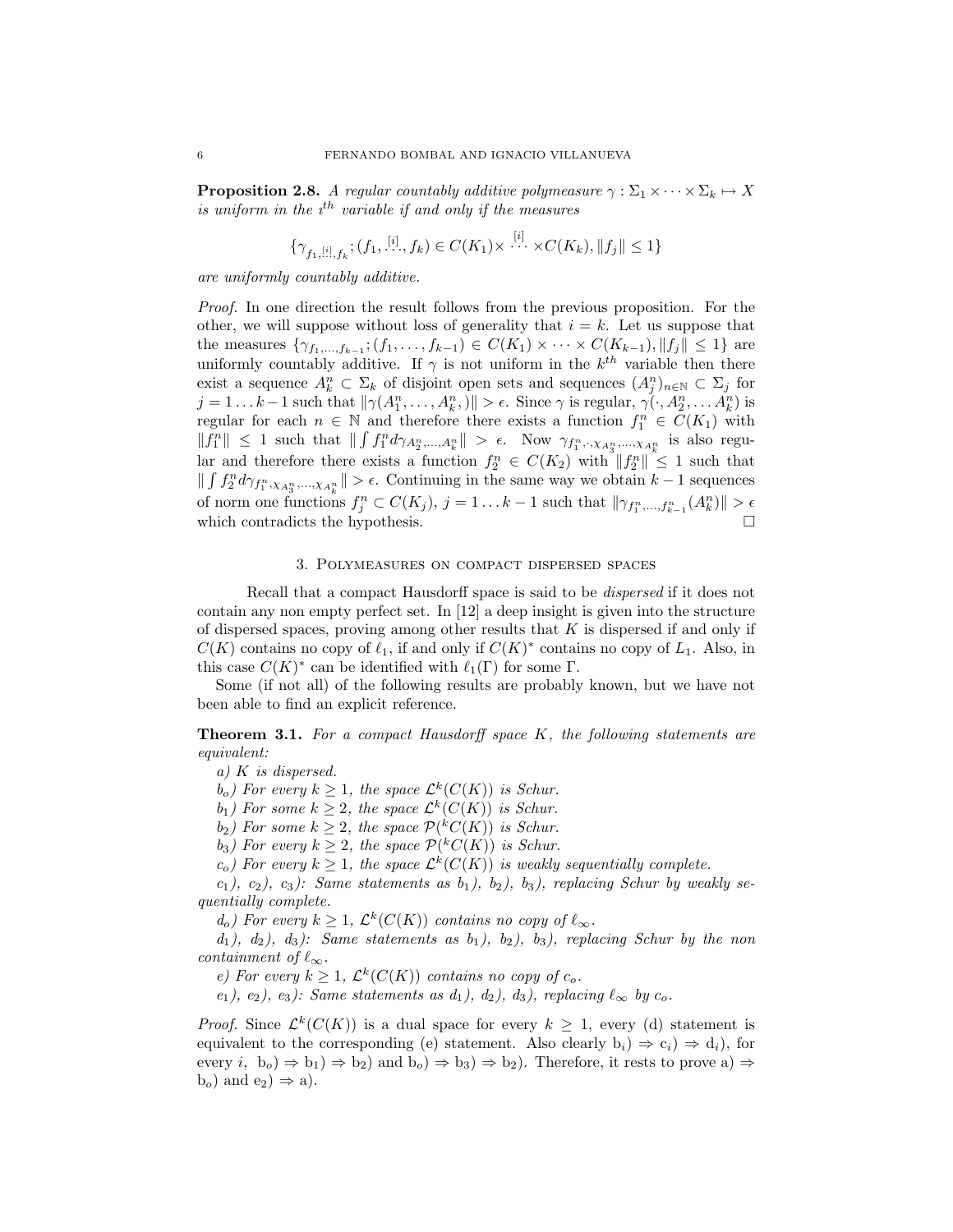**Proposition 2.8.** *A regular countably additive polymeasure $\gamma : \Sigma_1 \times \cdots \times \Sigma_k \mapsto X$ is uniform in the $i^{th}$ variable if and only if the measures*

$$\{\gamma_{f_1, \overset{[i]}{\ldots}, f_k}; (f_1, \overset{[i]}{\ldots}, f_k) \in C(K_1) \times \overset{[i]}{\cdots} \times C(K_k), \|f_j\| \le 1\}$$

*are uniformly countably additive.*

*Proof.* In one direction the result follows from the previous proposition. For the other, we will suppose without loss of generality that $i = k$. Let us suppose that the measures $\{\gamma_{f_1,\ldots,f_{k-1}}; (f_1, \ldots, f_{k-1}) \in C(K_1) \times \cdots \times C(K_{k-1}), \|f_j\| \le 1\}$ are uniformly countably additive. If $\gamma$ is not uniform in the $k^{th}$ variable then there exist a sequence $A_k^n \subset \Sigma_k$ of disjoint open sets and sequences $(A_j^n)_{n\in\mathbb{N}} \subset \Sigma_j$ for $j = 1 \ldots k-1$ such that $\|\gamma(A_1^n, \ldots, A_k^n, )\| > \epsilon$. Since $\gamma$ is regular, $\gamma(\cdot, A_2^n, \ldots A_k^n)$ is regular for each $n \in \mathbb{N}$ and therefore there exists a function $f_1^n \in C(K_1)$ with $\|f_1^n\| \le 1$ such that $\|\int f_1^n d\gamma_{A_2^n,\ldots,A_k^n}\| > \epsilon$. Now $\gamma_{f_1^n, \cdot, \chi_{A_3^n}, \ldots, \chi_{A_k^n}}$ is also regular and therefore there exists a function $f_2^n \in C(K_2)$ with $\|f_2^n\| \le 1$ such that $\|\int f_2^n d\gamma_{f_1^n, \chi_{A_3^n}, \ldots, \chi_{A_k^n}}\| > \epsilon$. Continuing in the same way we obtain $k-1$ sequences of norm one functions $f_j^n \subset C(K_j)$, $j = 1 \ldots k-1$ such that $\|\gamma_{f_1^n,\ldots,f_{k-1}^n}(A_k^n)\| > \epsilon$ which contradicts the hypothesis. $\square$

## 3. Polymeasures on compact dispersed spaces

Recall that a compact Hausdorff space is said to be *dispersed* if it does not contain any non empty perfect set. In [12] a deep insight is given into the structure of dispersed spaces, proving among other results that $K$ is dispersed if and only if $C(K)$ contains no copy of $\ell_1$, if and only if $C(K)^*$ contains no copy of $L_1$. Also, in this case $C(K)^*$ can be identified with $\ell_1(\Gamma)$ for some $\Gamma$.

Some (if not all) of the following results are probably known, but we have not been able to find an explicit reference.

**Theorem 3.1.** *For a compact Hausdorff space $K$, the following statements are equivalent:*

*a) $K$ is dispersed.*

*$b_o$) For every $k \ge 1$, the space $\mathcal{L}^k(C(K))$ is Schur.*

*$b_1$) For some $k \ge 2$, the space $\mathcal{L}^k(C(K))$ is Schur.*

*$b_2$) For some $k \ge 2$, the space $\mathcal{P}(^kC(K))$ is Schur.*

*$b_3$) For every $k \ge 2$, the space $\mathcal{P}(^kC(K))$ is Schur.*

*$c_o$) For every $k \ge 1$, the space $\mathcal{L}^k(C(K))$ is weakly sequentially complete.*

*$c_1$), $c_2$), $c_3$): Same statements as $b_1$), $b_2$), $b_3$), replacing Schur by weakly sequentially complete.*

*$d_o$) For every $k \ge 1$, $\mathcal{L}^k(C(K))$ contains no copy of $\ell_\infty$.*

*$d_1$), $d_2$), $d_3$): Same statements as $b_1$), $b_2$), $b_3$), replacing Schur by the non containment of $\ell_\infty$.*

*e) For every $k \ge 1$, $\mathcal{L}^k(C(K))$ contains no copy of $c_o$.*

*$e_1$), $e_2$), $e_3$): Same statements as $d_1$), $d_2$), $d_3$), replacing $\ell_\infty$ by $c_o$.*

*Proof.* Since $\mathcal{L}^k(C(K))$ is a dual space for every $k \ge 1$, every (d) statement is equivalent to the corresponding (e) statement. Also clearly $b_i) \Rightarrow c_i) \Rightarrow d_i)$, for every $i$, $b_o) \Rightarrow b_1) \Rightarrow b_2)$ and $b_o) \Rightarrow b_3) \Rightarrow b_2)$. Therefore, it rests to prove a) $\Rightarrow$ $b_o$) and $e_2) \Rightarrow$ a).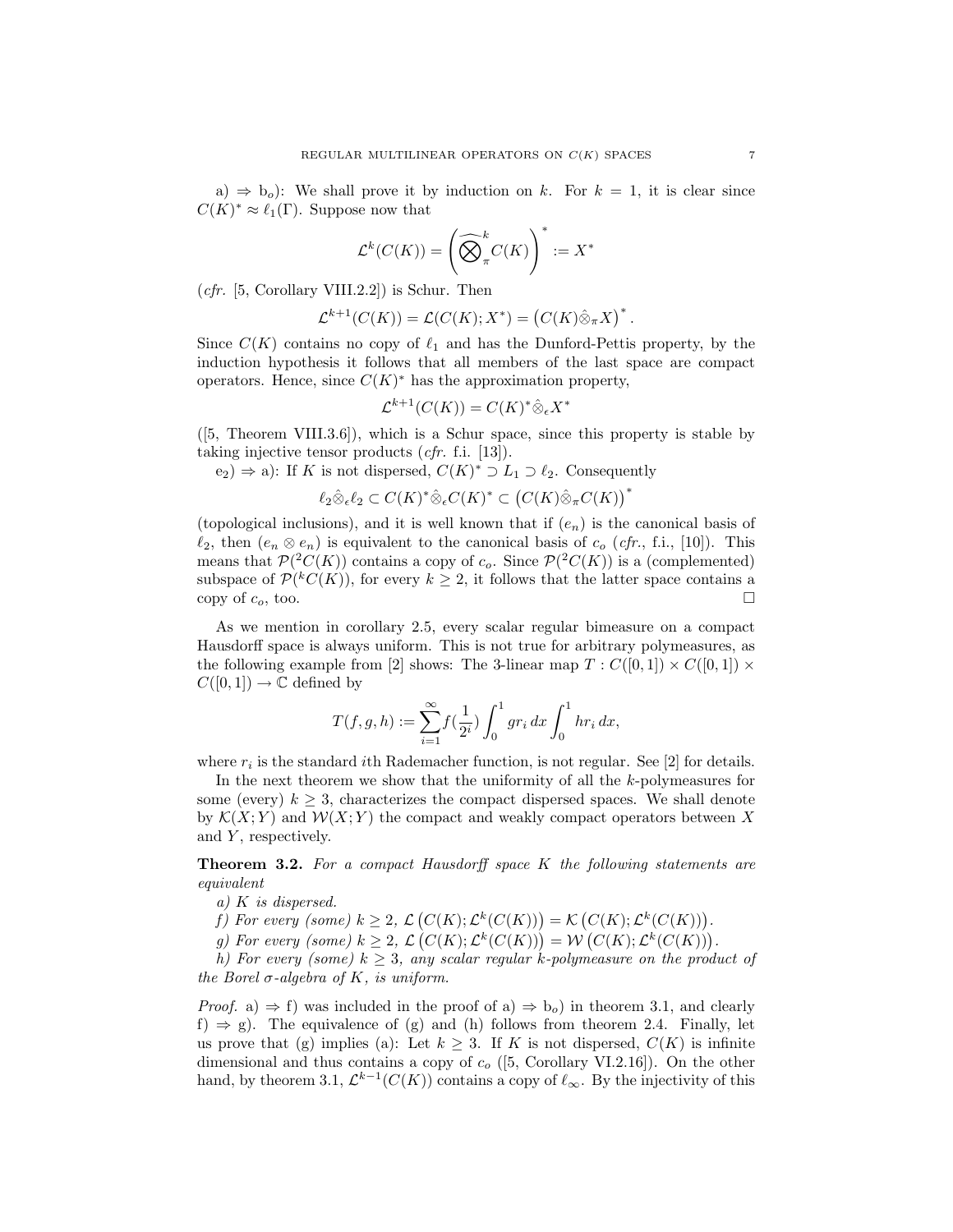a) $\Rightarrow$ $\mathrm{b}_o$): We shall prove it by induction on $k$. For $k = 1$, it is clear since $C(K)^* \approx \ell_1(\Gamma)$. Suppose now that

$$\mathcal{L}^k(C(K)) = \left(\widehat{\bigotimes}_\pi^k C(K)\right)^* := X^*$$

(*cfr.* [5, Corollary VIII.2.2]) is Schur. Then

$$\mathcal{L}^{k+1}(C(K)) = \mathcal{L}(C(K); X^*) = \left(C(K)\hat{\otimes}_\pi X\right)^*.$$

Since $C(K)$ contains no copy of $\ell_1$ and has the Dunford-Pettis property, by the induction hypothesis it follows that all members of the last space are compact operators. Hence, since $C(K)^*$ has the approximation property,

$$\mathcal{L}^{k+1}(C(K)) = C(K)^*\hat{\otimes}_\epsilon X^*$$

([5, Theorem VIII.3.6]), which is a Schur space, since this property is stable by taking injective tensor products (*cfr.* f.i. [13]).

$\mathrm{e}_2$) $\Rightarrow$ a): If $K$ is not dispersed, $C(K)^* \supset L_1 \supset \ell_2$. Consequently

$$\ell_2\hat{\otimes}_\epsilon\ell_2 \subset C(K)^*\hat{\otimes}_\epsilon C(K)^* \subset \left(C(K)\hat{\otimes}_\pi C(K)\right)^*$$

(topological inclusions), and it is well known that if $(e_n)$ is the canonical basis of $\ell_2$, then $(e_n \otimes e_n)$ is equivalent to the canonical basis of $c_o$ (*cfr.*, f.i., [10]). This means that $\mathcal{P}(^2C(K))$ contains a copy of $c_o$. Since $\mathcal{P}(^2C(K))$ is a (complemented) subspace of $\mathcal{P}(^kC(K))$, for every $k \geq 2$, it follows that the latter space contains a copy of $c_o$, too. $\square$

As we mention in corollary 2.5, every scalar regular bimeasure on a compact Hausdorff space is always uniform. This is not true for arbitrary polymeasures, as the following example from [2] shows: The 3-linear map $T : C([0,1]) \times C([0,1]) \times C([0,1]) \to \mathbb{C}$ defined by

$$T(f,g,h) := \sum_{i=1}^{\infty} f(\frac{1}{2^i}) \int_0^1 gr_i\,dx \int_0^1 hr_i\,dx,$$

where $r_i$ is the standard $i$th Rademacher function, is not regular. See [2] for details.

In the next theorem we show that the uniformity of all the $k$-polymeasures for some (every) $k \geq 3$, characterizes the compact dispersed spaces. We shall denote by $\mathcal{K}(X;Y)$ and $\mathcal{W}(X;Y)$ the compact and weakly compact operators between $X$ and $Y$, respectively.

**Theorem 3.2.** *For a compact Hausdorff space $K$ the following statements are equivalent*

*a) $K$ is dispersed.*

*f) For every (some) $k \geq 2$, $\mathcal{L}\left(C(K); \mathcal{L}^k(C(K))\right) = \mathcal{K}\left(C(K); \mathcal{L}^k(C(K))\right)$.*

*g) For every (some) $k \geq 2$, $\mathcal{L}\left(C(K); \mathcal{L}^k(C(K))\right) = \mathcal{W}\left(C(K); \mathcal{L}^k(C(K))\right)$.*

*h) For every (some) $k \geq 3$, any scalar regular $k$-polymeasure on the product of the Borel $\sigma$-algebra of $K$, is uniform.*

*Proof.* a) $\Rightarrow$ f) was included in the proof of a) $\Rightarrow$ $\mathrm{b}_o$) in theorem 3.1, and clearly f) $\Rightarrow$ g). The equivalence of (g) and (h) follows from theorem 2.4. Finally, let us prove that (g) implies (a): Let $k \geq 3$. If $K$ is not dispersed, $C(K)$ is infinite dimensional and thus contains a copy of $c_o$ ([5, Corollary VI.2.16]). On the other hand, by theorem 3.1, $\mathcal{L}^{k-1}(C(K))$ contains a copy of $\ell_\infty$. By the injectivity of this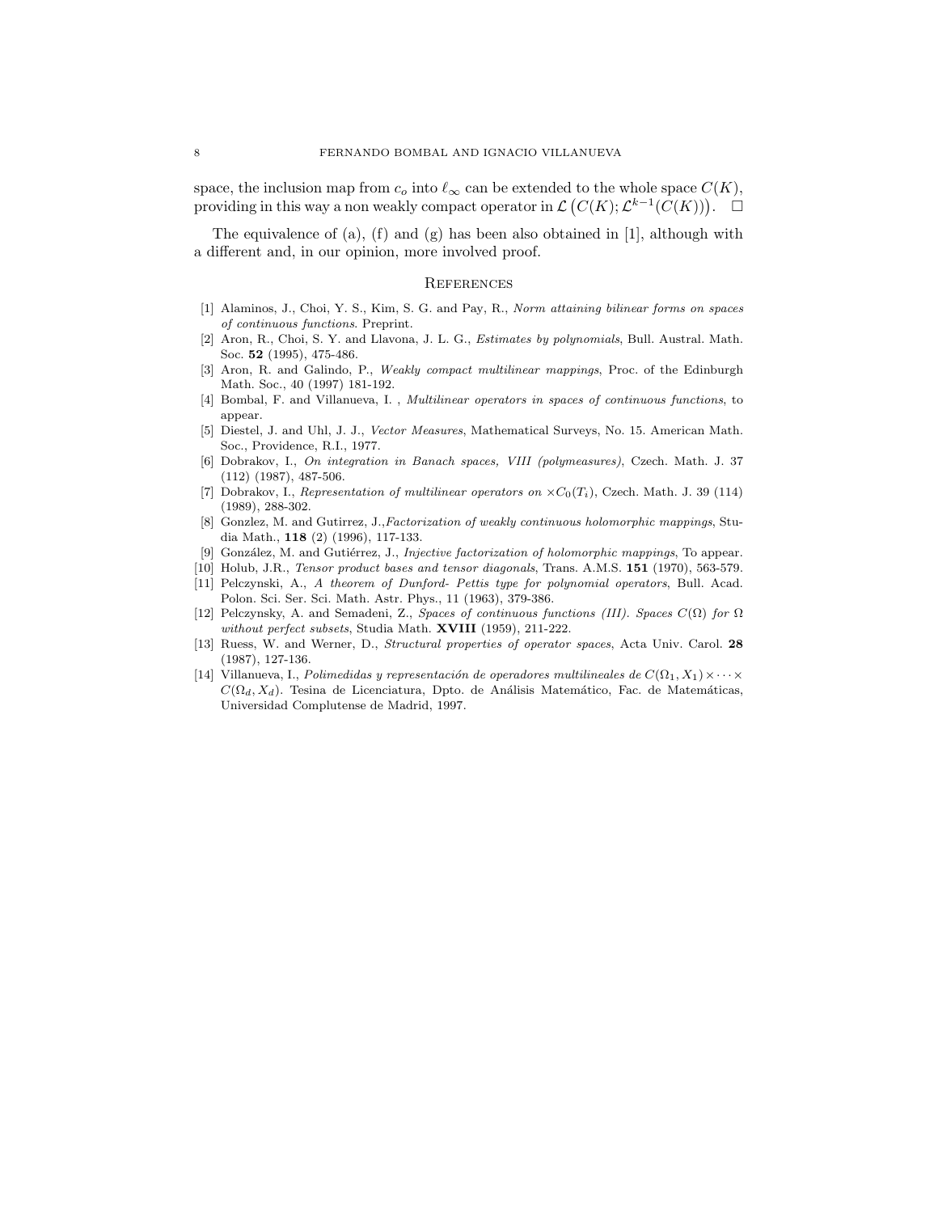space, the inclusion map from $c_o$ into $\ell_\infty$ can be extended to the whole space $C(K)$, providing in this way a non weakly compact operator in $\mathcal{L}\left(C(K); \mathcal{L}^{k-1}(C(K))\right)$. $\square$

The equivalence of (a), (f) and (g) has been also obtained in [1], although with a different and, in our opinion, more involved proof.

## References

[1] Alaminos, J., Choi, Y. S., Kim, S. G. and Pay, R., *Norm attaining bilinear forms on spaces of continuous functions*. Preprint.

[2] Aron, R., Choi, S. Y. and Llavona, J. L. G., *Estimates by polynomials*, Bull. Austral. Math. Soc. **52** (1995), 475-486.

[3] Aron, R. and Galindo, P., *Weakly compact multilinear mappings*, Proc. of the Edinburgh Math. Soc., 40 (1997) 181-192.

[4] Bombal, F. and Villanueva, I. , *Multilinear operators in spaces of continuous functions*, to appear.

[5] Diestel, J. and Uhl, J. J., *Vector Measures*, Mathematical Surveys, No. 15. American Math. Soc., Providence, R.I., 1977.

[6] Dobrakov, I., *On integration in Banach spaces, VIII (polymeasures)*, Czech. Math. J. 37 (112) (1987), 487-506.

[7] Dobrakov, I., *Representation of multilinear operators on $\times C_0(T_i)$*, Czech. Math. J. 39 (114) (1989), 288-302.

[8] Gonzlez, M. and Gutirrez, J.,*Factorization of weakly continuous holomorphic mappings*, Studia Math., **118** (2) (1996), 117-133.

[9] González, M. and Gutiérrez, J., *Injective factorization of holomorphic mappings*, To appear.

[10] Holub, J.R., *Tensor product bases and tensor diagonals*, Trans. A.M.S. **151** (1970), 563-579.

[11] Pelczynski, A., *A theorem of Dunford- Pettis type for polynomial operators*, Bull. Acad. Polon. Sci. Ser. Sci. Math. Astr. Phys., 11 (1963), 379-386.

[12] Pelczynsky, A. and Semadeni, Z., *Spaces of continuous functions (III). Spaces $C(\Omega)$ for $\Omega$ without perfect subsets*, Studia Math. **XVIII** (1959), 211-222.

[13] Ruess, W. and Werner, D., *Structural properties of operator spaces*, Acta Univ. Carol. **28** (1987), 127-136.

[14] Villanueva, I., *Polimedidas y representación de operadores multilineales de $C(\Omega_1, X_1) \times \cdots \times C(\Omega_d, X_d)$*. Tesina de Licenciatura, Dpto. de Análisis Matemático, Fac. de Matemáticas, Universidad Complutense de Madrid, 1997.